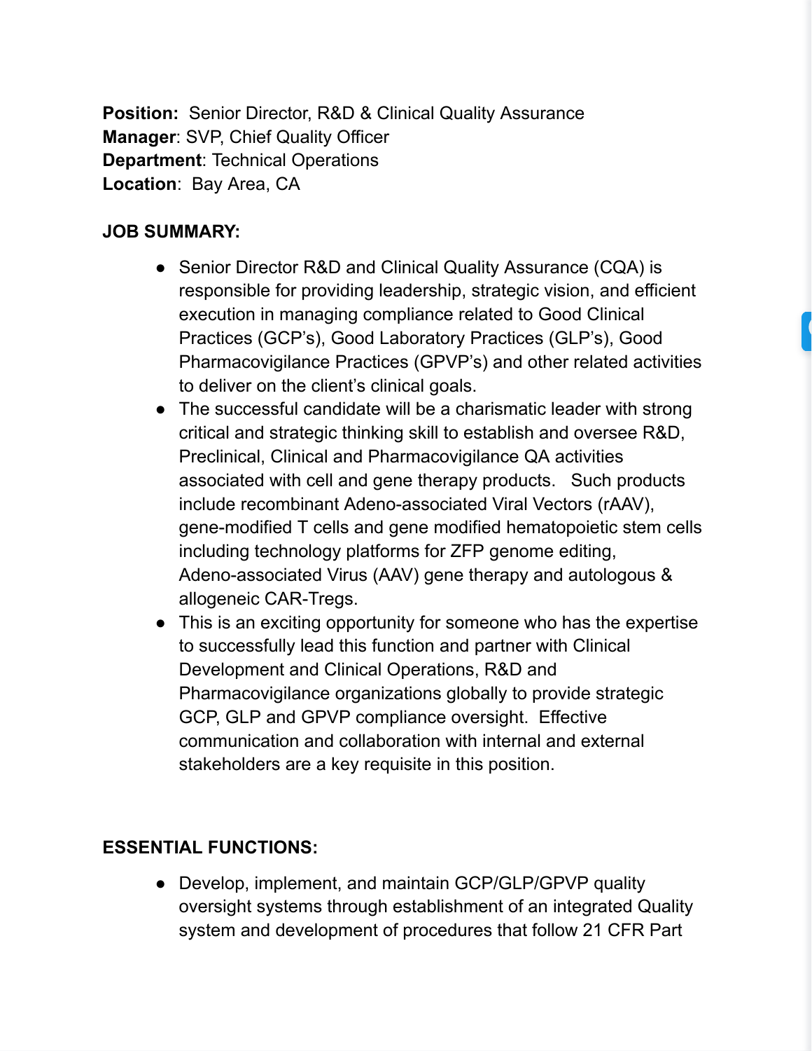**Position:** Senior Director, R&D & Clinical Quality Assurance
**Manager**: SVP, Chief Quality Officer
**Department**: Technical Operations
**Location**: Bay Area, CA

**JOB SUMMARY:**

- Senior Director R&D and Clinical Quality Assurance (CQA) is responsible for providing leadership, strategic vision, and efficient execution in managing compliance related to Good Clinical Practices (GCP's), Good Laboratory Practices (GLP's), Good Pharmacovigilance Practices (GPVP's) and other related activities to deliver on the client's clinical goals.
- The successful candidate will be a charismatic leader with strong critical and strategic thinking skill to establish and oversee R&D, Preclinical, Clinical and Pharmacovigilance QA activities associated with cell and gene therapy products. Such products include recombinant Adeno-associated Viral Vectors (rAAV), gene-modified T cells and gene modified hematopoietic stem cells including technology platforms for ZFP genome editing, Adeno-associated Virus (AAV) gene therapy and autologous & allogeneic CAR-Tregs.
- This is an exciting opportunity for someone who has the expertise to successfully lead this function and partner with Clinical Development and Clinical Operations, R&D and Pharmacovigilance organizations globally to provide strategic GCP, GLP and GPVP compliance oversight. Effective communication and collaboration with internal and external stakeholders are a key requisite in this position.

**ESSENTIAL FUNCTIONS:**

- Develop, implement, and maintain GCP/GLP/GPVP quality oversight systems through establishment of an integrated Quality system and development of procedures that follow 21 CFR Part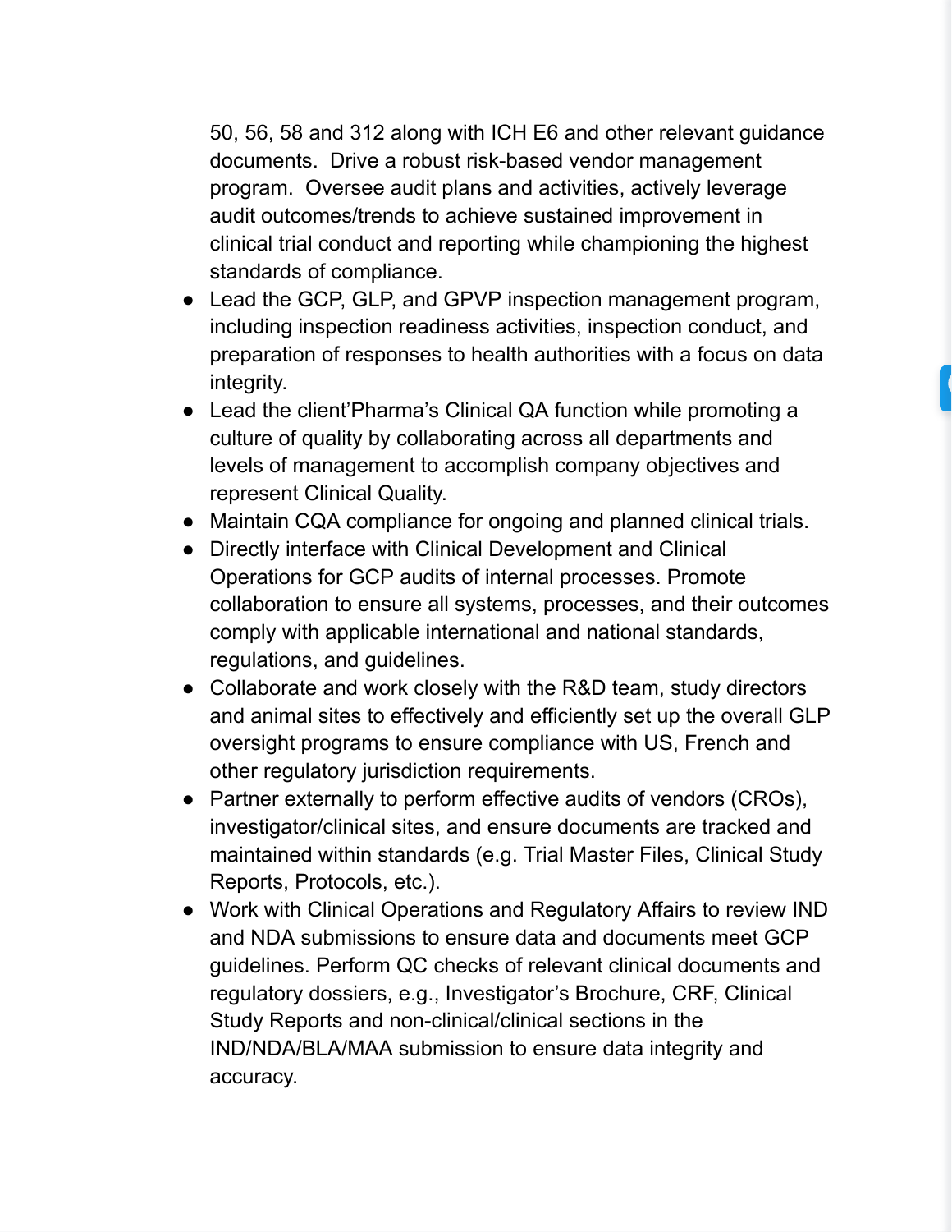50, 56, 58 and 312 along with ICH E6 and other relevant guidance documents. Drive a robust risk-based vendor management program. Oversee audit plans and activities, actively leverage audit outcomes/trends to achieve sustained improvement in clinical trial conduct and reporting while championing the highest standards of compliance.

- Lead the GCP, GLP, and GPVP inspection management program, including inspection readiness activities, inspection conduct, and preparation of responses to health authorities with a focus on data integrity.
- Lead the client'Pharma's Clinical QA function while promoting a culture of quality by collaborating across all departments and levels of management to accomplish company objectives and represent Clinical Quality.
- Maintain CQA compliance for ongoing and planned clinical trials.
- Directly interface with Clinical Development and Clinical Operations for GCP audits of internal processes. Promote collaboration to ensure all systems, processes, and their outcomes comply with applicable international and national standards, regulations, and guidelines.
- Collaborate and work closely with the R&D team, study directors and animal sites to effectively and efficiently set up the overall GLP oversight programs to ensure compliance with US, French and other regulatory jurisdiction requirements.
- Partner externally to perform effective audits of vendors (CROs), investigator/clinical sites, and ensure documents are tracked and maintained within standards (e.g. Trial Master Files, Clinical Study Reports, Protocols, etc.).
- Work with Clinical Operations and Regulatory Affairs to review IND and NDA submissions to ensure data and documents meet GCP guidelines. Perform QC checks of relevant clinical documents and regulatory dossiers, e.g., Investigator's Brochure, CRF, Clinical Study Reports and non-clinical/clinical sections in the IND/NDA/BLA/MAA submission to ensure data integrity and accuracy.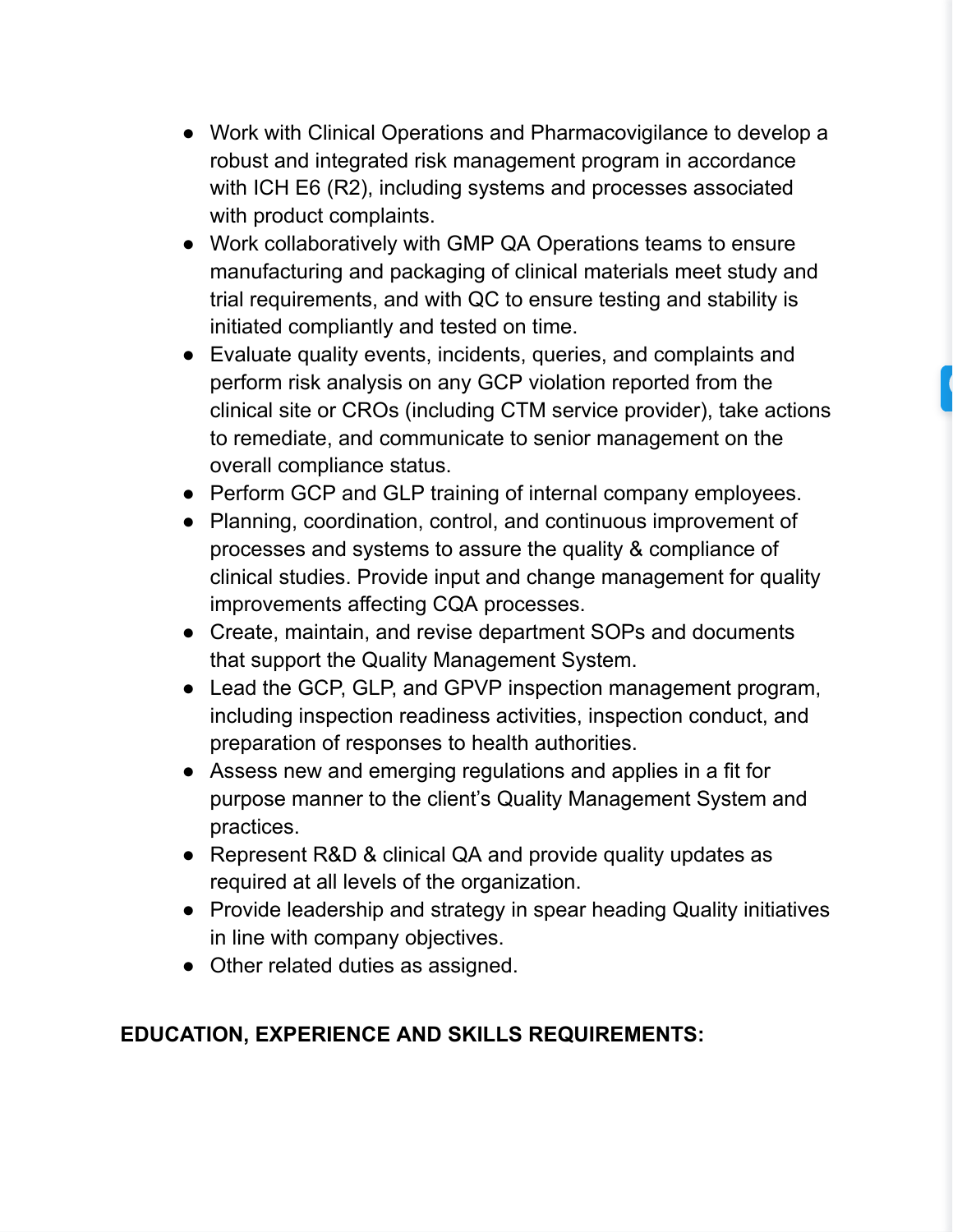- Work with Clinical Operations and Pharmacovigilance to develop a robust and integrated risk management program in accordance with ICH E6 (R2), including systems and processes associated with product complaints.
- Work collaboratively with GMP QA Operations teams to ensure manufacturing and packaging of clinical materials meet study and trial requirements, and with QC to ensure testing and stability is initiated compliantly and tested on time.
- Evaluate quality events, incidents, queries, and complaints and perform risk analysis on any GCP violation reported from the clinical site or CROs (including CTM service provider), take actions to remediate, and communicate to senior management on the overall compliance status.
- Perform GCP and GLP training of internal company employees.
- Planning, coordination, control, and continuous improvement of processes and systems to assure the quality & compliance of clinical studies. Provide input and change management for quality improvements affecting CQA processes.
- Create, maintain, and revise department SOPs and documents that support the Quality Management System.
- Lead the GCP, GLP, and GPVP inspection management program, including inspection readiness activities, inspection conduct, and preparation of responses to health authorities.
- Assess new and emerging regulations and applies in a fit for purpose manner to the client's Quality Management System and practices.
- Represent R&D & clinical QA and provide quality updates as required at all levels of the organization.
- Provide leadership and strategy in spear heading Quality initiatives in line with company objectives.
- Other related duties as assigned.

**EDUCATION, EXPERIENCE AND SKILLS REQUIREMENTS:**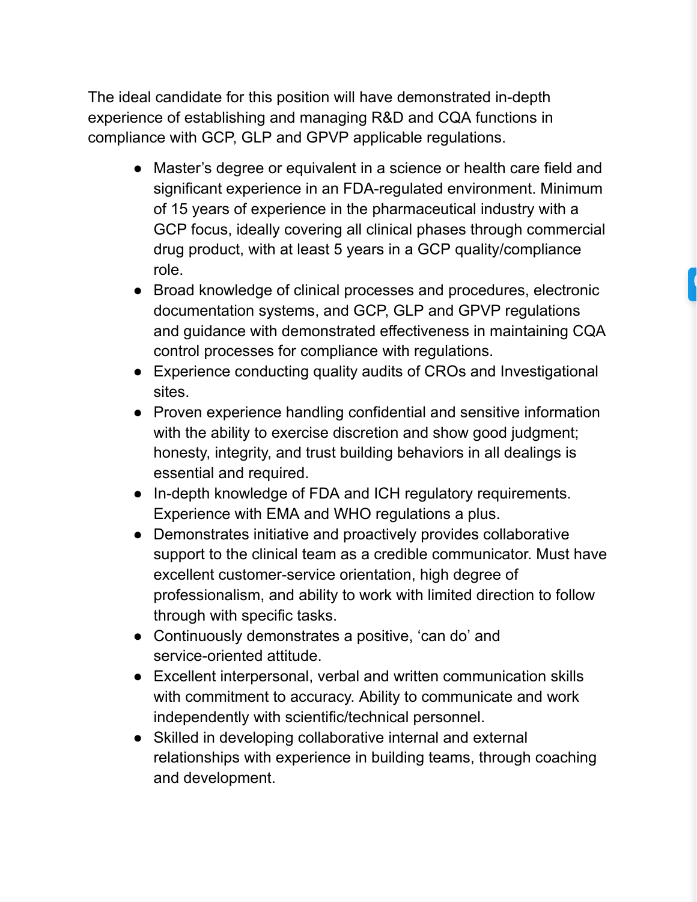The ideal candidate for this position will have demonstrated in-depth experience of establishing and managing R&D and CQA functions in compliance with GCP, GLP and GPVP applicable regulations.

- Master's degree or equivalent in a science or health care field and significant experience in an FDA-regulated environment. Minimum of 15 years of experience in the pharmaceutical industry with a GCP focus, ideally covering all clinical phases through commercial drug product, with at least 5 years in a GCP quality/compliance role.
- Broad knowledge of clinical processes and procedures, electronic documentation systems, and GCP, GLP and GPVP regulations and guidance with demonstrated effectiveness in maintaining CQA control processes for compliance with regulations.
- Experience conducting quality audits of CROs and Investigational sites.
- Proven experience handling confidential and sensitive information with the ability to exercise discretion and show good judgment; honesty, integrity, and trust building behaviors in all dealings is essential and required.
- In-depth knowledge of FDA and ICH regulatory requirements. Experience with EMA and WHO regulations a plus.
- Demonstrates initiative and proactively provides collaborative support to the clinical team as a credible communicator. Must have excellent customer-service orientation, high degree of professionalism, and ability to work with limited direction to follow through with specific tasks.
- Continuously demonstrates a positive, 'can do' and service-oriented attitude.
- Excellent interpersonal, verbal and written communication skills with commitment to accuracy. Ability to communicate and work independently with scientific/technical personnel.
- Skilled in developing collaborative internal and external relationships with experience in building teams, through coaching and development.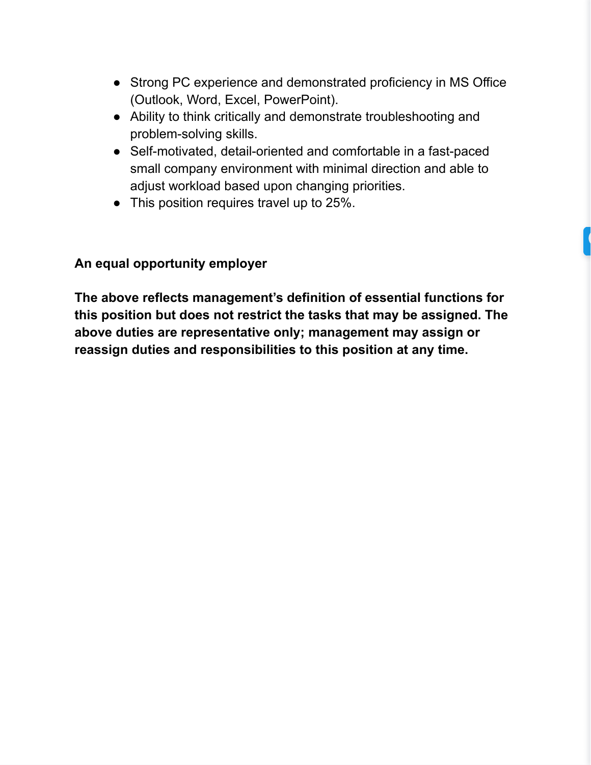- Strong PC experience and demonstrated proficiency in MS Office (Outlook, Word, Excel, PowerPoint).
- Ability to think critically and demonstrate troubleshooting and problem-solving skills.
- Self-motivated, detail-oriented and comfortable in a fast-paced small company environment with minimal direction and able to adjust workload based upon changing priorities.
- This position requires travel up to 25%.

**An equal opportunity employer**

**The above reflects management's definition of essential functions for this position but does not restrict the tasks that may be assigned. The above duties are representative only; management may assign or reassign duties and responsibilities to this position at any time.**